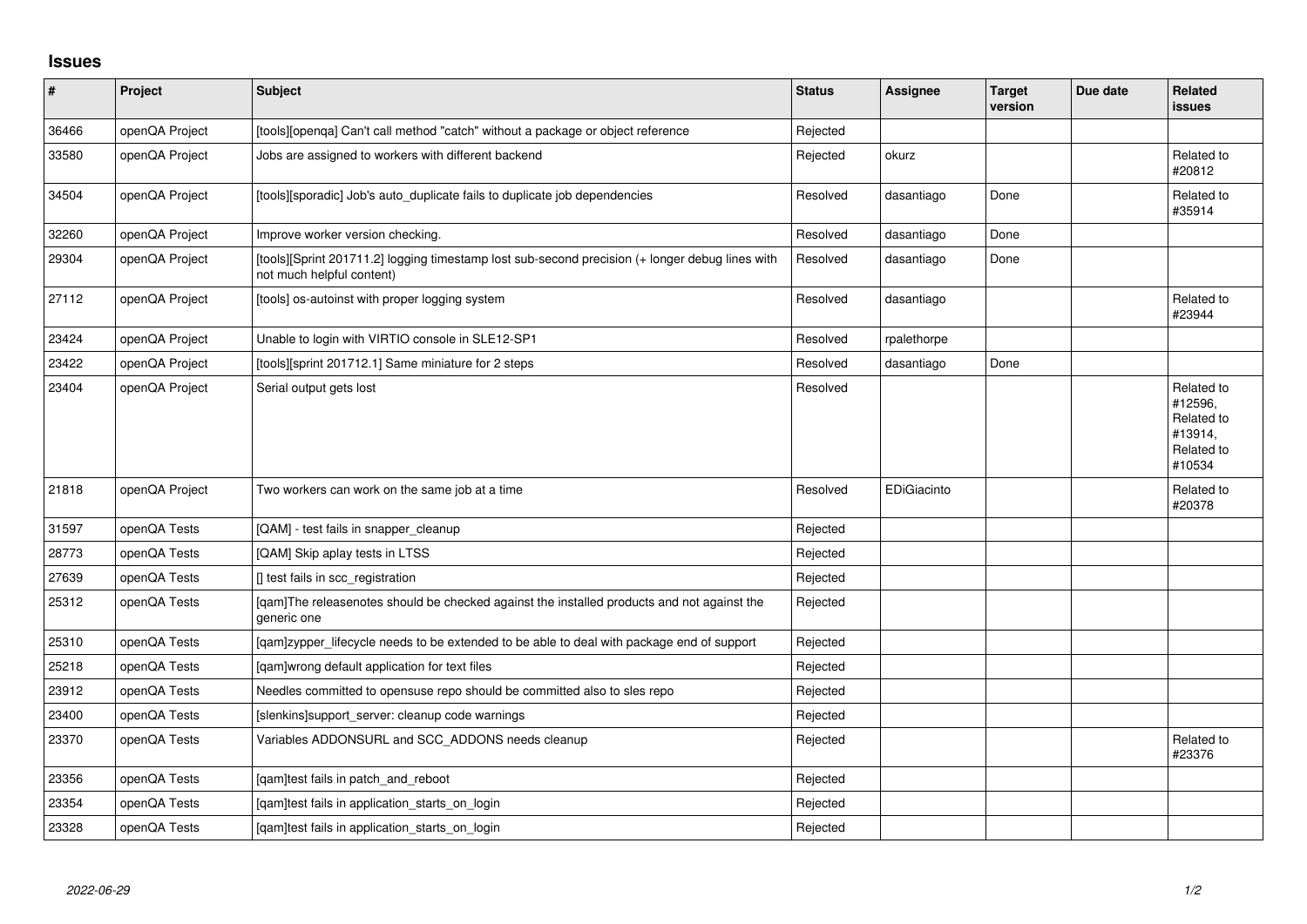## Issues

| # | Project | Subject | Status | Assignee | Target version | Due date | Related issues |
|---|---|---|---|---|---|---|---|
| 36466 | openQA Project | [tools][openqa] Can't call method "catch" without a package or object reference | Rejected | | | | |
| 33580 | openQA Project | Jobs are assigned to workers with different backend | Rejected | okurz | | | Related to #20812 |
| 34504 | openQA Project | [tools][sporadic] Job's auto_duplicate fails to duplicate job dependencies | Resolved | dasantiago | Done | | Related to #35914 |
| 32260 | openQA Project | Improve worker version checking. | Resolved | dasantiago | Done | | |
| 29304 | openQA Project | [tools][Sprint 201711.2] logging timestamp lost sub-second precision (+ longer debug lines with not much helpful content) | Resolved | dasantiago | Done | | |
| 27112 | openQA Project | [tools] os-autoinst with proper logging system | Resolved | dasantiago | | | Related to #23944 |
| 23424 | openQA Project | Unable to login with VIRTIO console in SLE12-SP1 | Resolved | rpalethorpe | | | |
| 23422 | openQA Project | [tools][sprint 201712.1] Same miniature for 2 steps | Resolved | dasantiago | Done | | |
| 23404 | openQA Project | Serial output gets lost | Resolved | | | | Related to #12596, Related to #13914, Related to #10534 |
| 21818 | openQA Project | Two workers can work on the same job at a time | Resolved | EDiGiacinto | | | Related to #20378 |
| 31597 | openQA Tests | [QAM] - test fails in snapper_cleanup | Rejected | | | | |
| 28773 | openQA Tests | [QAM] Skip aplay tests in LTSS | Rejected | | | | |
| 27639 | openQA Tests | [] test fails in scc_registration | Rejected | | | | |
| 25312 | openQA Tests | [qam]The releasenotes should be checked against the installed products and not against the generic one | Rejected | | | | |
| 25310 | openQA Tests | [qam]zypper_lifecycle needs to be extended to be able to deal with package end of support | Rejected | | | | |
| 25218 | openQA Tests | [qam]wrong default application for text files | Rejected | | | | |
| 23912 | openQA Tests | Needles committed to opensuse repo should be committed also to sles repo | Rejected | | | | |
| 23400 | openQA Tests | [slenkins]support_server: cleanup code warnings | Rejected | | | | |
| 23370 | openQA Tests | Variables ADDONSURL and SCC_ADDONS needs cleanup | Rejected | | | | Related to #23376 |
| 23356 | openQA Tests | [qam]test fails in patch_and_reboot | Rejected | | | | |
| 23354 | openQA Tests | [qam]test fails in application_starts_on_login | Rejected | | | | |
| 23328 | openQA Tests | [qam]test fails in application_starts_on_login | Rejected | | | | |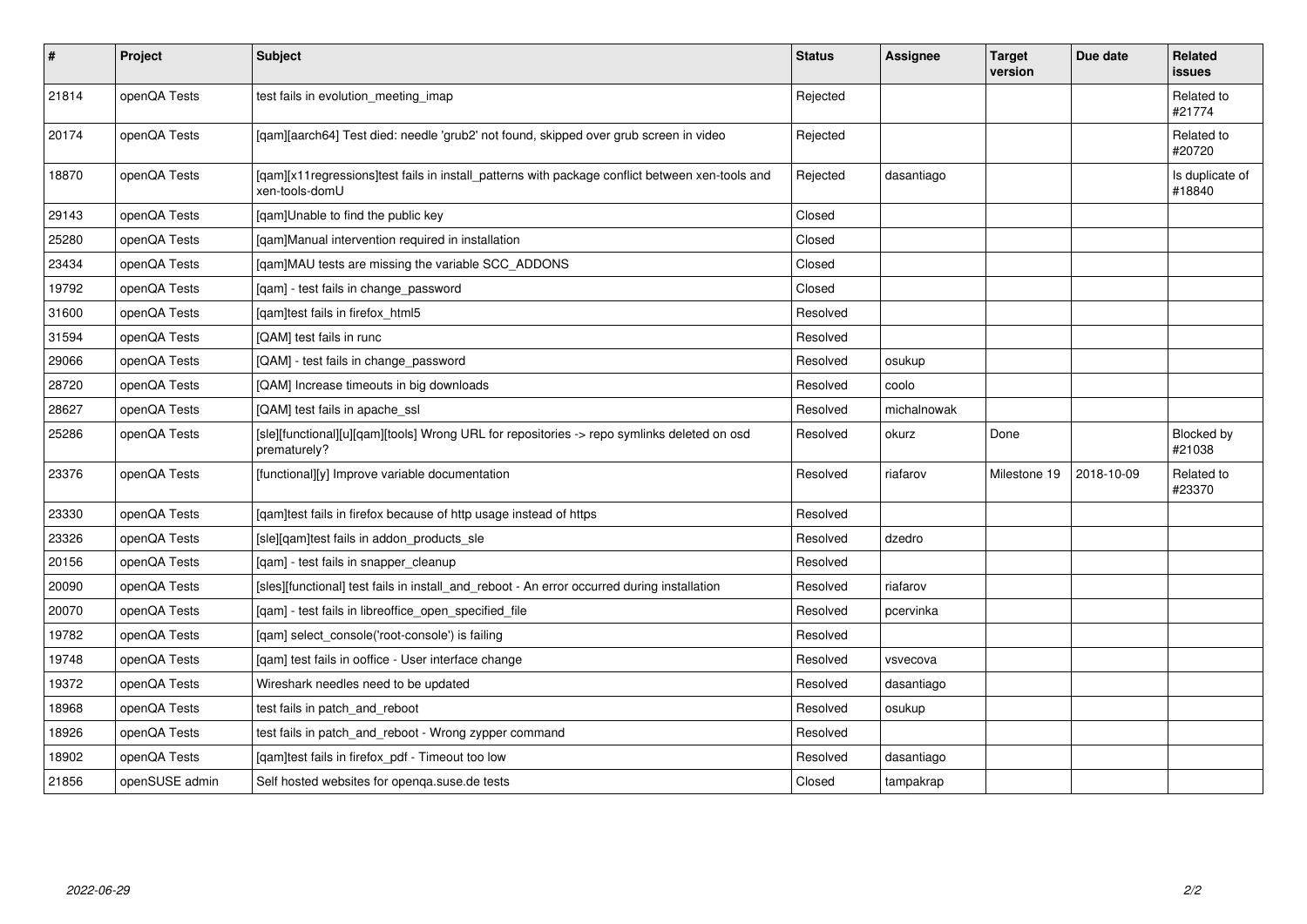| # | Project | Subject | Status | Assignee | Target version | Due date | Related issues |
|---|---|---|---|---|---|---|---|
| 21814 | openQA Tests | test fails in evolution_meeting_imap | Rejected | | | | Related to #21774 |
| 20174 | openQA Tests | [qam][aarch64] Test died: needle 'grub2' not found, skipped over grub screen in video | Rejected | | | | Related to #20720 |
| 18870 | openQA Tests | [qam][x11regressions]test fails in install_patterns with package conflict between xen-tools and xen-tools-domU | Rejected | dasantiago | | | Is duplicate of #18840 |
| 29143 | openQA Tests | [qam]Unable to find the public key | Closed | | | | |
| 25280 | openQA Tests | [qam]Manual intervention required in installation | Closed | | | | |
| 23434 | openQA Tests | [qam]MAU tests are missing the variable SCC_ADDONS | Closed | | | | |
| 19792 | openQA Tests | [qam] - test fails in change_password | Closed | | | | |
| 31600 | openQA Tests | [qam]test fails in firefox_html5 | Resolved | | | | |
| 31594 | openQA Tests | [QAM] test fails in runc | Resolved | | | | |
| 29066 | openQA Tests | [QAM] - test fails in change_password | Resolved | osukup | | | |
| 28720 | openQA Tests | [QAM] Increase timeouts in big downloads | Resolved | coolo | | | |
| 28627 | openQA Tests | [QAM] test fails in apache_ssl | Resolved | michalnowak | | | |
| 25286 | openQA Tests | [sle][functional][u][qam][tools] Wrong URL for repositories -> repo symlinks deleted on osd prematurely? | Resolved | okurz | Done | | Blocked by #21038 |
| 23376 | openQA Tests | [functional][y] Improve variable documentation | Resolved | riafarov | Milestone 19 | 2018-10-09 | Related to #23370 |
| 23330 | openQA Tests | [qam]test fails in firefox because of http usage instead of https | Resolved | | | | |
| 23326 | openQA Tests | [sle][qam]test fails in addon_products_sle | Resolved | dzedro | | | |
| 20156 | openQA Tests | [qam] - test fails in snapper_cleanup | Resolved | | | | |
| 20090 | openQA Tests | [sles][functional] test fails in install_and_reboot - An error occurred during installation | Resolved | riafarov | | | |
| 20070 | openQA Tests | [qam] - test fails in libreoffice_open_specified_file | Resolved | pcervinka | | | |
| 19782 | openQA Tests | [qam] select_console('root-console') is failing | Resolved | | | | |
| 19748 | openQA Tests | [qam] test fails in ooffice - User interface change | Resolved | vsvecova | | | |
| 19372 | openQA Tests | Wireshark needles need to be updated | Resolved | dasantiago | | | |
| 18968 | openQA Tests | test fails in patch_and_reboot | Resolved | osukup | | | |
| 18926 | openQA Tests | test fails in patch_and_reboot - Wrong zypper command | Resolved | | | | |
| 18902 | openQA Tests | [qam]test fails in firefox_pdf - Timeout too low | Resolved | dasantiago | | | |
| 21856 | openSUSE admin | Self hosted websites for openqa.suse.de tests | Closed | tampakrap | | | |